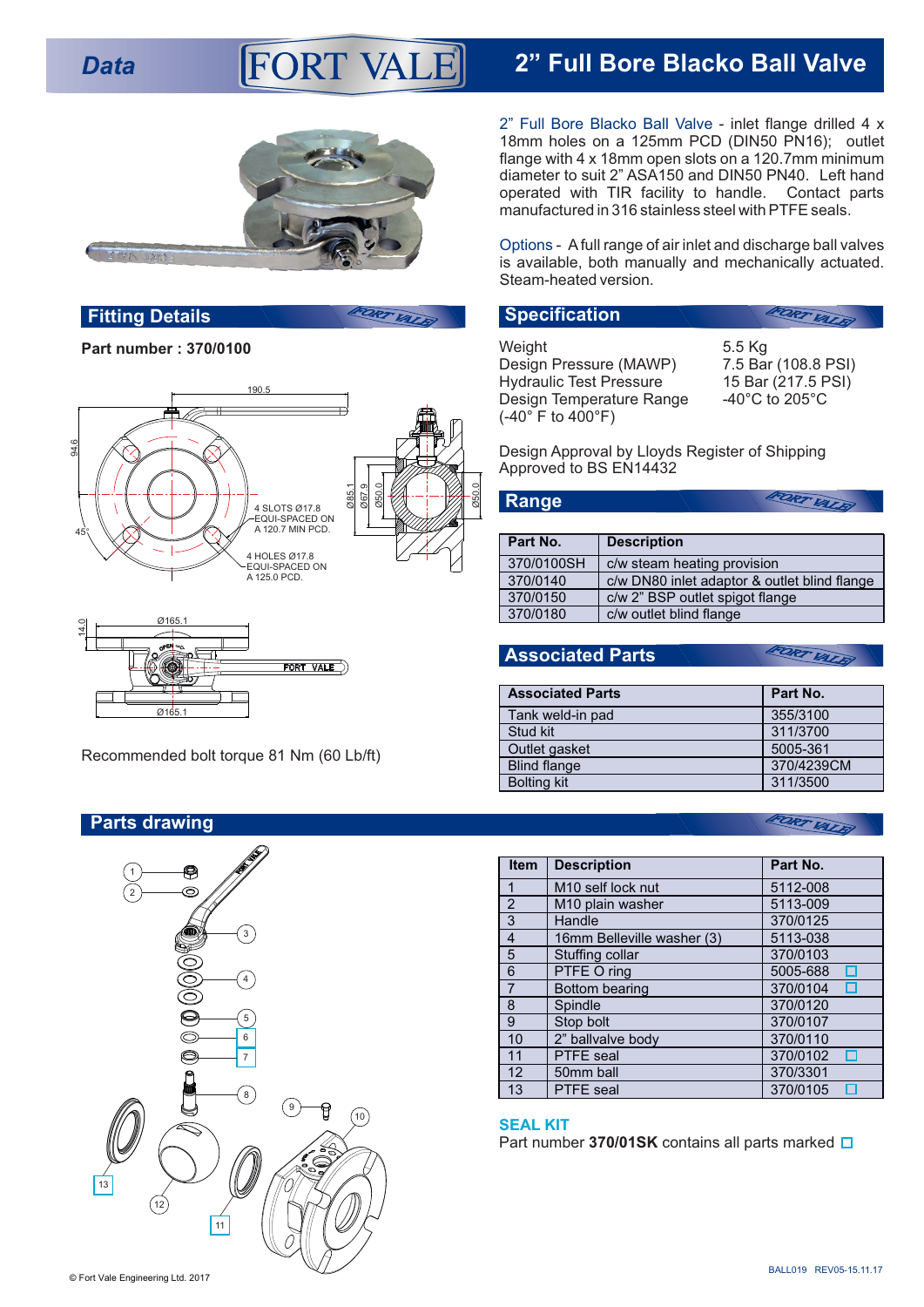# Data — FORT VALE — 2” Full Bore Blacko Ball Valve

2” Full Bore Blacko Ball Valve - inlet flange drilled 4 x 18mm holes on a 125mm PCD (DIN50 PN16); outlet flange with 4 x 18mm open slots on a 120.7mm minimum diameter to suit 2” ASA150 and DIN50 PN40. Left hand operated with TIR facility to handle. Contact parts manufactured in 316 stainless steel with PTFE seals.

Options - A full range of air inlet and discharge ball valves is available, both manually and mechanically actuated. Steam-heated version.

## Fitting Details

**Part number : 370/0100**

190.5

94.6

45°

4 SLOTS Ø17.8 EQUI-SPACED ON A 120.7 MIN PCD.

4 HOLES Ø17.8 EQUI-SPACED ON A 125.0 PCD.

Ø85.1 Ø67.9 Ø50.0 Ø50.0

14.0 Ø165.1 Ø165.1

Recommended bolt torque 81 Nm (60 Lb/ft)

## Specification

| | |
|---|---|
| Weight | 5.5 Kg |
| Design Pressure (MAWP) | 7.5 Bar (108.8 PSI) |
| Hydraulic Test Pressure | 15 Bar (217.5 PSI) |
| Design Temperature Range (-40° F to 400°F) | -40°C to 205°C |

Design Approval by Lloyds Register of Shipping
Approved to BS EN14432

## Range

| Part No. | Description |
|---|---|
| 370/0100SH | c/w steam heating provision |
| 370/0140 | c/w DN80 inlet adaptor & outlet blind flange |
| 370/0150 | c/w 2” BSP outlet spigot flange |
| 370/0180 | c/w outlet blind flange |

## Associated Parts

| Associated Parts | Part No. |
|---|---|
| Tank weld-in pad | 355/3100 |
| Stud kit | 311/3700 |
| Outlet gasket | 5005-361 |
| Blind flange | 370/4239CM |
| Bolting kit | 311/3500 |

## Parts drawing

| Item | Description | Part No. |
|---|---|---|
| 1 | M10 self lock nut | 5112-008 |
| 2 | M10 plain washer | 5113-009 |
| 3 | Handle | 370/0125 |
| 4 | 16mm Belleville washer (3) | 5113-038 |
| 5 | Stuffing collar | 370/0103 |
| 6 | PTFE O ring | 5005-688 ☐ |
| 7 | Bottom bearing | 370/0104 ☐ |
| 8 | Spindle | 370/0120 |
| 9 | Stop bolt | 370/0107 |
| 10 | 2” ballvalve body | 370/0110 |
| 11 | PTFE seal | 370/0102 ☐ |
| 12 | 50mm ball | 370/3301 |
| 13 | PTFE seal | 370/0105 ☐ |

**SEAL KIT**

Part number **370/01SK** contains all parts marked ☐

© Fort Vale Engineering Ltd. 2017

BALL019 REV05-15.11.17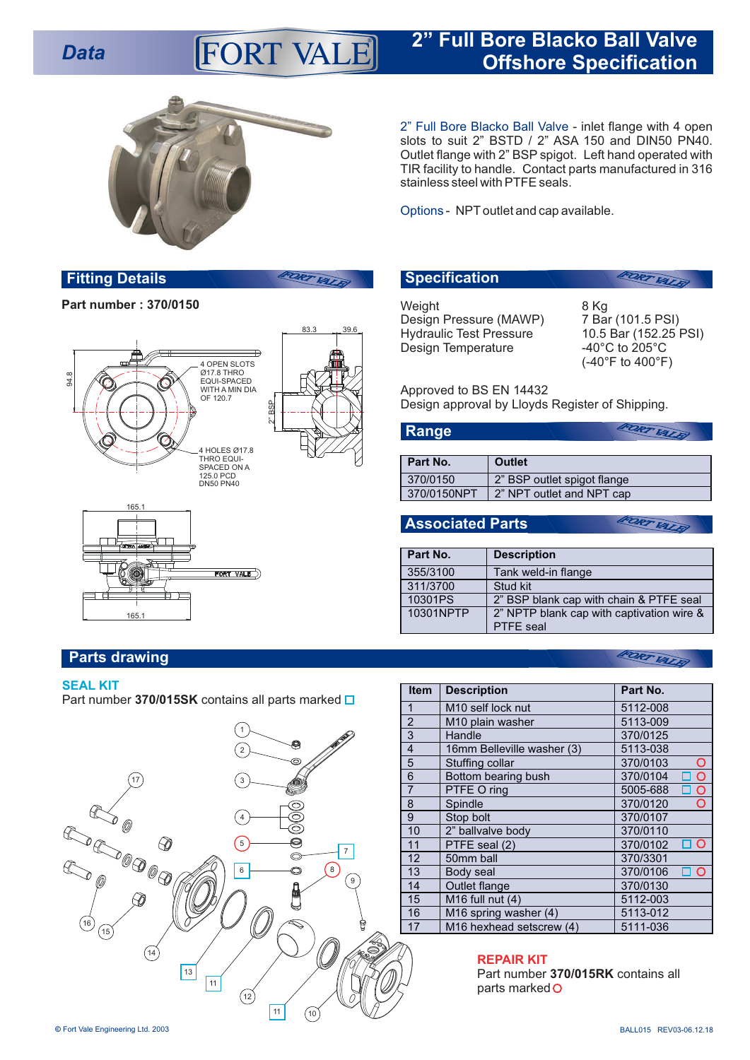# 2" Full Bore Blacko Ball Valve Offshore Specification

2" Full Bore Blacko Ball Valve - inlet flange with 4 open slots to suit 2" BSTD / 2" ASA 150 and DIN50 PN40. Outlet flange with 2" BSP spigot. Left hand operated with TIR facility to handle. Contact parts manufactured in 316 stainless steel with PTFE seals.

Options - NPT outlet and cap available.

## Fitting Details

**Part number : 370/0150**

83.3
39.6
94.8
4 OPEN SLOTS Ø17.8 THRO EQUI-SPACED WITH A MIN DIA OF 120.7
4 HOLES Ø17.8 THRO EQUI-SPACED ON A 125.0 PCD DN50 PN40
2" BSP
165.1
165.1

## Specification

| | |
|---|---|
| Weight | 8 Kg |
| Design Pressure (MAWP) | 7 Bar (101.5 PSI) |
| Hydraulic Test Pressure | 10.5 Bar (152.25 PSI) |
| Design Temperature | -40°C to 205°C (-40°F to 400°F) |

Approved to BS EN 14432
Design approval by Lloyds Register of Shipping.

## Range

| Part No. | Outlet |
|---|---|
| 370/0150 | 2" BSP outlet spigot flange |
| 370/0150NPT | 2" NPT outlet and NPT cap |

## Associated Parts

| Part No. | Description |
|---|---|
| 355/3100 | Tank weld-in flange |
| 311/3700 | Stud kit |
| 10301PS | 2" BSP blank cap with chain & PTFE seal |
| 10301NPTP | 2" NPTP blank cap with captivation wire & PTFE seal |

## Parts drawing

**SEAL KIT**
Part number **370/015SK** contains all parts marked □

| Item | Description | Part No. |
|---|---|---|
| 1 | M10 self lock nut | 5112-008 |
| 2 | M10 plain washer | 5113-009 |
| 3 | Handle | 370/0125 |
| 4 | 16mm Belleville washer (3) | 5113-038 |
| 5 | Stuffing collar | 370/0103 ○ |
| 6 | Bottom bearing bush | 370/0104 □ ○ |
| 7 | PTFE O ring | 5005-688 □ ○ |
| 8 | Spindle | 370/0120 ○ |
| 9 | Stop bolt | 370/0107 |
| 10 | 2" ballvalve body | 370/0110 |
| 11 | PTFE seal (2) | 370/0102 □ ○ |
| 12 | 50mm ball | 370/3301 |
| 13 | Body seal | 370/0106 □ ○ |
| 14 | Outlet flange | 370/0130 |
| 15 | M16 full nut (4) | 5112-003 |
| 16 | M16 spring washer (4) | 5113-012 |
| 17 | M16 hexhead setscrew (4) | 5111-036 |

**REPAIR KIT**
Part number **370/015RK** contains all parts marked ○

© Fort Vale Engineering Ltd. 2003

BALL015 REV03-06.12.18